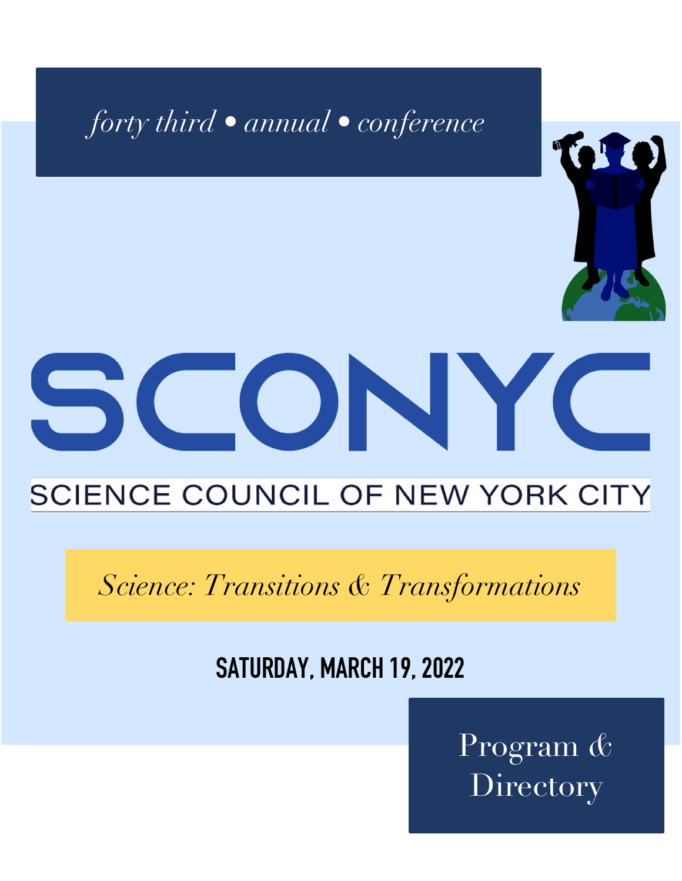*forty third • annual • conference*

# SCONYC

## SCIENCE COUNCIL OF NEW YORK CITY

*Science: Transitions & Transformations*

**SATURDAY, MARCH 19, 2022**

Program & Directory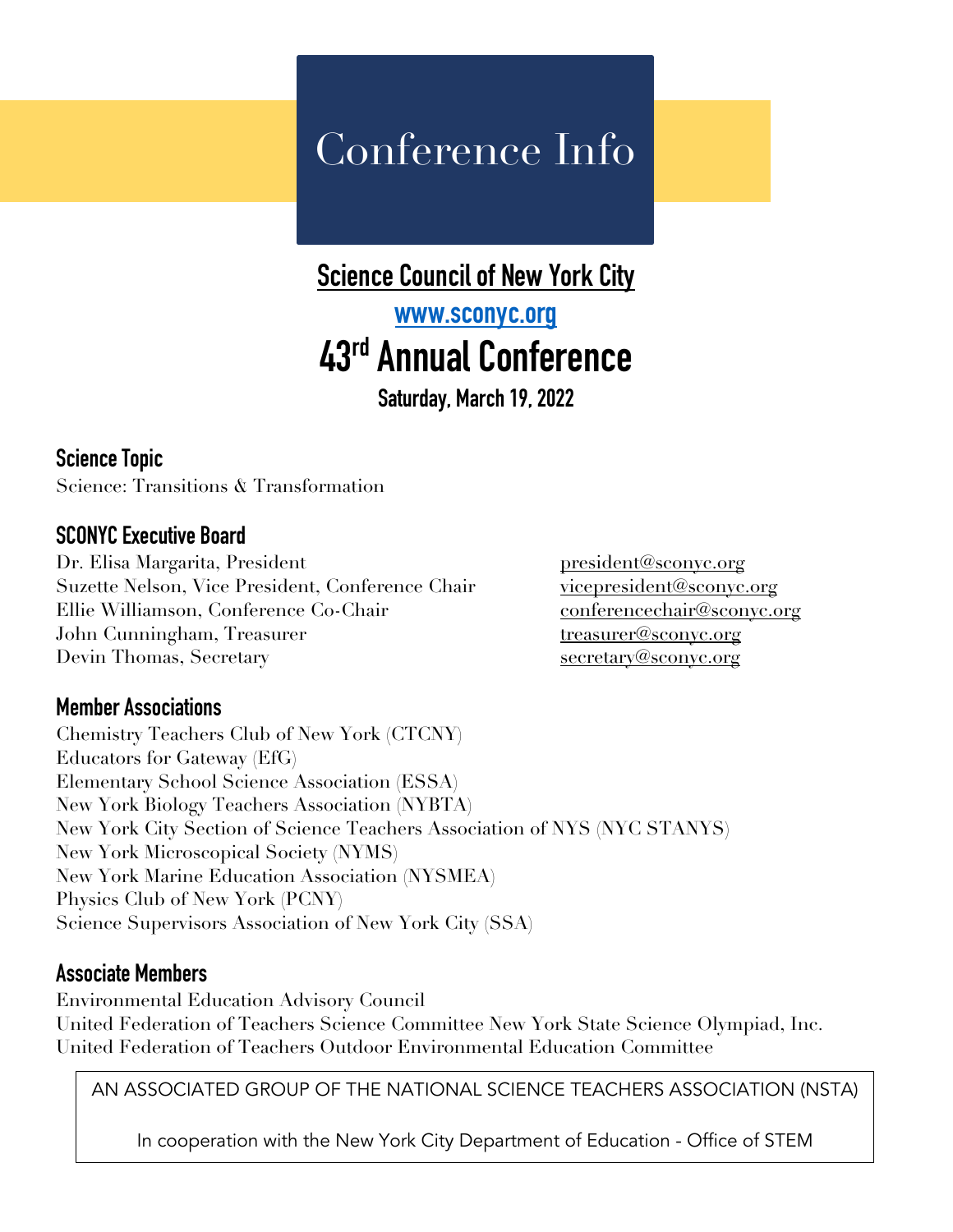# Conference Info

## Science Council of New York City

**www.sconyc.org**

## 43rd Annual Conference

**Saturday, March 19, 2022**

### Science Topic

Science: Transitions & Transformation

### SCONYC Executive Board

Dr. Elisa Margarita, President — president@sconyc.org
Suzette Nelson, Vice President, Conference Chair — vicepresident@sconyc.org
Ellie Williamson, Conference Co-Chair — conferencechair@sconyc.org
John Cunningham, Treasurer — treasurer@sconyc.org
Devin Thomas, Secretary — secretary@sconyc.org

### Member Associations

Chemistry Teachers Club of New York (CTCNY)
Educators for Gateway (EfG)
Elementary School Science Association (ESSA)
New York Biology Teachers Association (NYBTA)
New York City Section of Science Teachers Association of NYS (NYC STANYS)
New York Microscopical Society (NYMS)
New York Marine Education Association (NYSMEA)
Physics Club of New York (PCNY)
Science Supervisors Association of New York City (SSA)

### Associate Members

Environmental Education Advisory Council
United Federation of Teachers Science Committee New York State Science Olympiad, Inc.
United Federation of Teachers Outdoor Environmental Education Committee

AN ASSOCIATED GROUP OF THE NATIONAL SCIENCE TEACHERS ASSOCIATION (NSTA)

In cooperation with the New York City Department of Education - Office of STEM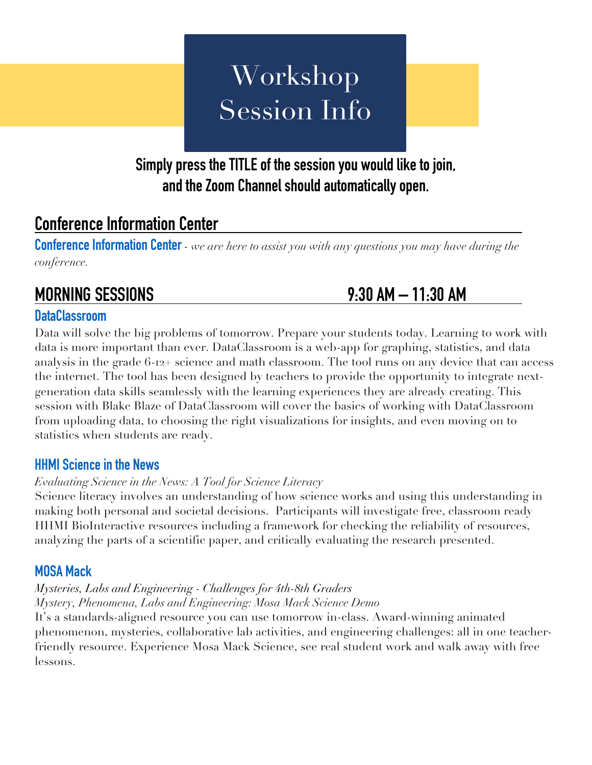# Workshop Session Info

**Simply press the TITLE of the session you would like to join, and the Zoom Channel should automatically open.**

## Conference Information Center

**Conference Information Center** - *we are here to assist you with any questions you may have during the conference.*

## MORNING SESSIONS 9:30 AM – 11:30 AM

### DataClassroom

Data will solve the big problems of tomorrow. Prepare your students today. Learning to work with data is more important than ever. DataClassroom is a web-app for graphing, statistics, and data analysis in the grade 6-12+ science and math classroom. The tool runs on any device that can access the internet. The tool has been designed by teachers to provide the opportunity to integrate next-generation data skills seamlessly with the learning experiences they are already creating. This session with Blake Blaze of DataClassroom will cover the basics of working with DataClassroom from uploading data, to choosing the right visualizations for insights, and even moving on to statistics when students are ready.

### HHMI Science in the News

*Evaluating Science in the News: A Tool for Science Literacy*

Science literacy involves an understanding of how science works and using this understanding in making both personal and societal decisions. Participants will investigate free, classroom ready HHMI BioInteractive resources including a framework for checking the reliability of resources, analyzing the parts of a scientific paper, and critically evaluating the research presented.

### MOSA Mack

*Mysteries, Labs and Engineering - Challenges for 4th-8th Graders*
*Mystery, Phenomena, Labs and Engineering: Mosa Mack Science Demo*

It's a standards-aligned resource you can use tomorrow in-class. Award-winning animated phenomenon, mysteries, collaborative lab activities, and engineering challenges: all in one teacher-friendly resource. Experience Mosa Mack Science, see real student work and walk away with free lessons.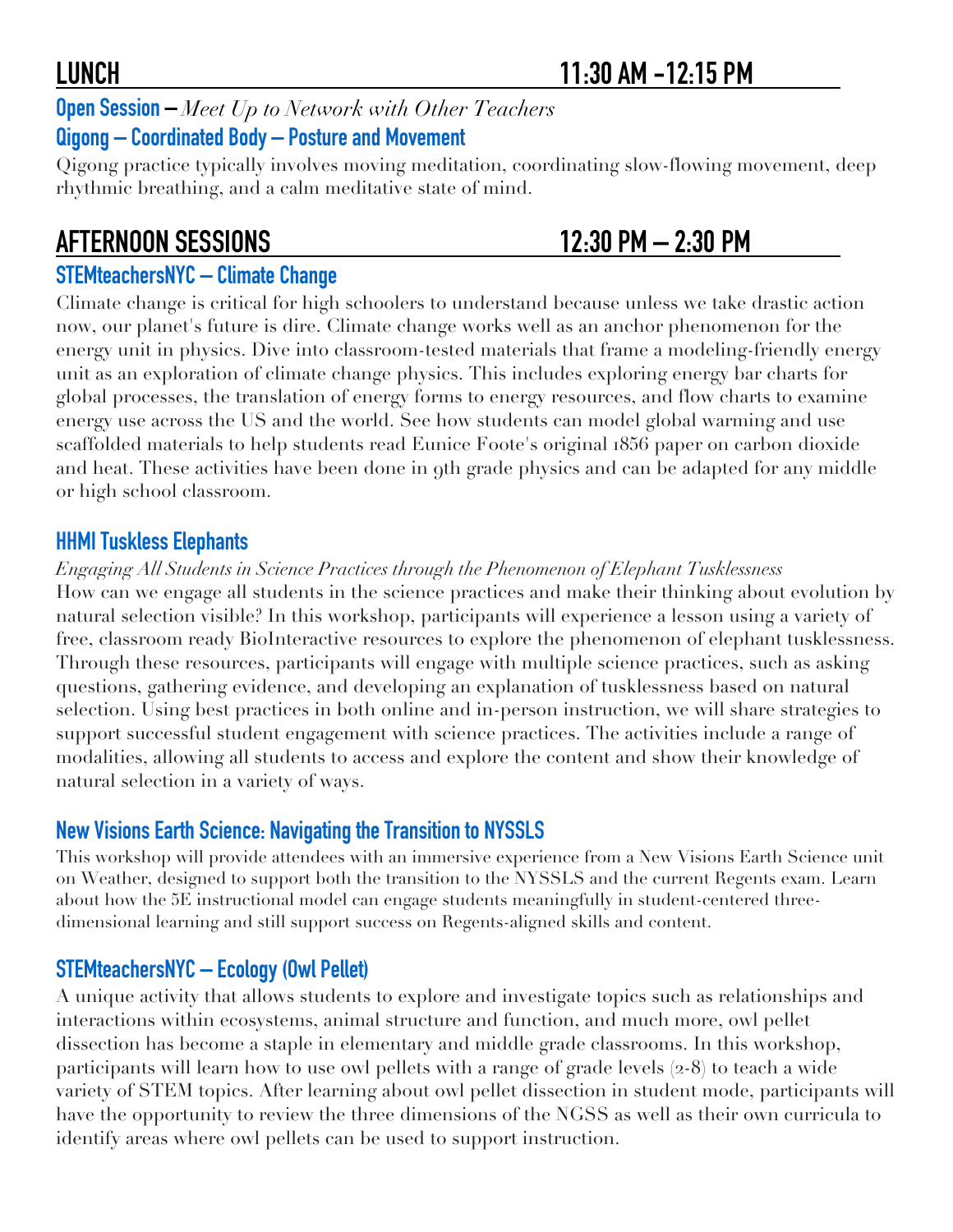## LUNCH 11:30 AM -12:15 PM

### Open Session – *Meet Up to Network with Other Teachers*

### Qigong – Coordinated Body – Posture and Movement

Qigong practice typically involves moving meditation, coordinating slow-flowing movement, deep rhythmic breathing, and a calm meditative state of mind.

## AFTERNOON SESSIONS 12:30 PM – 2:30 PM

### STEMteachersNYC – Climate Change

Climate change is critical for high schoolers to understand because unless we take drastic action now, our planet's future is dire. Climate change works well as an anchor phenomenon for the energy unit in physics. Dive into classroom-tested materials that frame a modeling-friendly energy unit as an exploration of climate change physics. This includes exploring energy bar charts for global processes, the translation of energy forms to energy resources, and flow charts to examine energy use across the US and the world. See how students can model global warming and use scaffolded materials to help students read Eunice Foote's original 1856 paper on carbon dioxide and heat. These activities have been done in 9th grade physics and can be adapted for any middle or high school classroom.

### HHMI Tuskless Elephants

*Engaging All Students in Science Practices through the Phenomenon of Elephant Tusklessness*

How can we engage all students in the science practices and make their thinking about evolution by natural selection visible? In this workshop, participants will experience a lesson using a variety of free, classroom ready BioInteractive resources to explore the phenomenon of elephant tusklessness. Through these resources, participants will engage with multiple science practices, such as asking questions, gathering evidence, and developing an explanation of tusklessness based on natural selection. Using best practices in both online and in-person instruction, we will share strategies to support successful student engagement with science practices. The activities include a range of modalities, allowing all students to access and explore the content and show their knowledge of natural selection in a variety of ways.

### New Visions Earth Science: Navigating the Transition to NYSSLS

This workshop will provide attendees with an immersive experience from a New Visions Earth Science unit on Weather, designed to support both the transition to the NYSSLS and the current Regents exam. Learn about how the 5E instructional model can engage students meaningfully in student-centered three-dimensional learning and still support success on Regents-aligned skills and content.

### STEMteachersNYC – Ecology (Owl Pellet)

A unique activity that allows students to explore and investigate topics such as relationships and interactions within ecosystems, animal structure and function, and much more, owl pellet dissection has become a staple in elementary and middle grade classrooms. In this workshop, participants will learn how to use owl pellets with a range of grade levels (2-8) to teach a wide variety of STEM topics. After learning about owl pellet dissection in student mode, participants will have the opportunity to review the three dimensions of the NGSS as well as their own curricula to identify areas where owl pellets can be used to support instruction.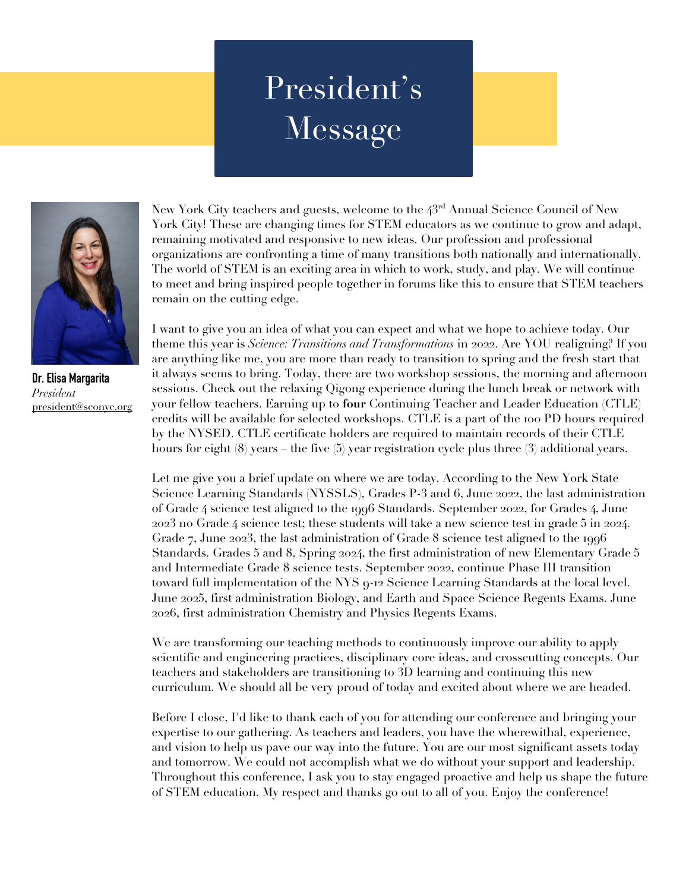# President's Message

**Dr. Elisa Margarita**
*President*
president@sconyc.org

New York City teachers and guests, welcome to the 43rd Annual Science Council of New York City! These are changing times for STEM educators as we continue to grow and adapt, remaining motivated and responsive to new ideas. Our profession and professional organizations are confronting a time of many transitions both nationally and internationally. The world of STEM is an exciting area in which to work, study, and play. We will continue to meet and bring inspired people together in forums like this to ensure that STEM teachers remain on the cutting edge.

I want to give you an idea of what you can expect and what we hope to achieve today. Our theme this year is *Science: Transitions and Transformations* in 2022. Are YOU realigning? If you are anything like me, you are more than ready to transition to spring and the fresh start that it always seems to bring. Today, there are two workshop sessions, the morning and afternoon sessions. Check out the relaxing Qigong experience during the lunch break or network with your fellow teachers. Earning up to **four** Continuing Teacher and Leader Education (CTLE) credits will be available for selected workshops. CTLE is a part of the 100 PD hours required by the NYSED. CTLE certificate holders are required to maintain records of their CTLE hours for eight (8) years – the five (5) year registration cycle plus three (3) additional years.

Let me give you a brief update on where we are today. According to the New York State Science Learning Standards (NYSSLS), Grades P-3 and 6, June 2022, the last administration of Grade 4 science test aligned to the 1996 Standards. September 2022, for Grades 4, June 2023 no Grade 4 science test; these students will take a new science test in grade 5 in 2024. Grade 7, June 2023, the last administration of Grade 8 science test aligned to the 1996 Standards. Grades 5 and 8, Spring 2024, the first administration of new Elementary Grade 5 and Intermediate Grade 8 science tests. September 2022, continue Phase III transition toward full implementation of the NYS 9-12 Science Learning Standards at the local level. June 2025, first administration Biology, and Earth and Space Science Regents Exams. June 2026, first administration Chemistry and Physics Regents Exams.

We are transforming our teaching methods to continuously improve our ability to apply scientific and engineering practices, disciplinary core ideas, and crosscutting concepts. Our teachers and stakeholders are transitioning to 3D learning and continuing this new curriculum. We should all be very proud of today and excited about where we are headed.

Before I close, I'd like to thank each of you for attending our conference and bringing your expertise to our gathering. As teachers and leaders, you have the wherewithal, experience, and vision to help us pave our way into the future. You are our most significant assets today and tomorrow. We could not accomplish what we do without your support and leadership. Throughout this conference, I ask you to stay engaged proactive and help us shape the future of STEM education. My respect and thanks go out to all of you. Enjoy the conference!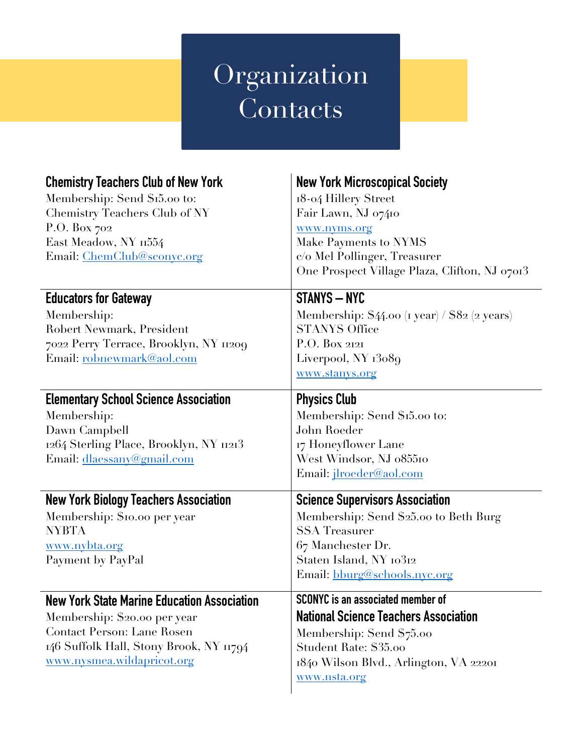# Organization Contacts

### Chemistry Teachers Club of New York

Membership: Send $15.00 to:
Chemistry Teachers Club of NY
P.O. Box 702
East Meadow, NY 11554
Email: ChemClub@sconyc.org

### Educators for Gateway

Membership:
Robert Newmark, President
7022 Perry Terrace, Brooklyn, NY 11209
Email: robnewmark@aol.com

### Elementary School Science Association

Membership:
Dawn Campbell
1264 Sterling Place, Brooklyn, NY 11213
Email: dlaessany@gmail.com

### New York Biology Teachers Association

Membership: $10.00 per year
NYBTA
www.nybta.org
Payment by PayPal

### New York State Marine Education Association

Membership: $20.00 per year
Contact Person: Lane Rosen
146 Suffolk Hall, Stony Brook, NY 11794
www.nysmea.wildapricot.org

### New York Microscopical Society

18-04 Hillery Street
Fair Lawn, NJ 07410
www.nyms.org
Make Payments to NYMS
c/o Mel Pollinger, Treasurer
One Prospect Village Plaza, Clifton, NJ 07013

### STANYS – NYC

Membership: $44.00 (1 year) / $82 (2 years)
STANYS Office
P.O. Box 2121
Liverpool, NY 13089
www.stanys.org

### Physics Club

Membership: Send $15.00 to:
John Roeder
17 Honeyflower Lane
West Windsor, NJ 085510
Email: jlroeder@aol.com

### Science Supervisors Association

Membership: Send $25.00 to Beth Burg
SSA Treasurer
67 Manchester Dr.
Staten Island, NY 10312
Email: bburg@schools.nyc.org

### SCONYC is an associated member of National Science Teachers Association

Membership: Send $75.00
Student Rate: $35.00
1840 Wilson Blvd., Arlington, VA 22201
www.nsta.org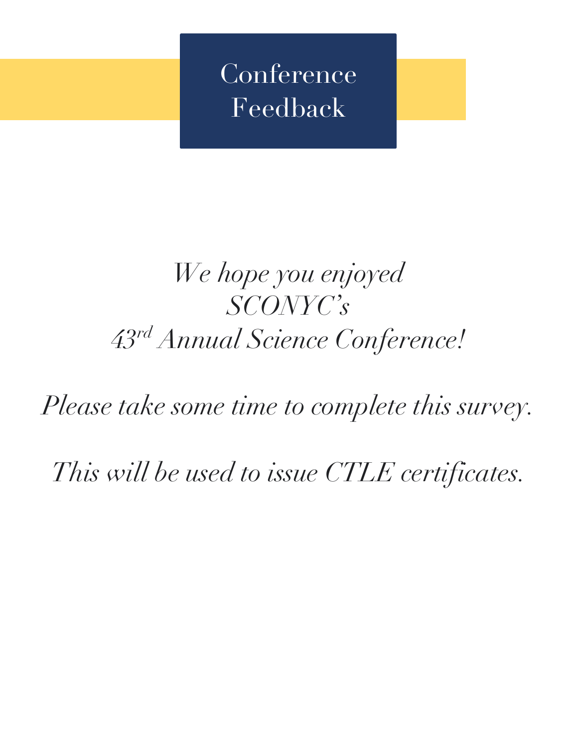# Conference Feedback

*We hope you enjoyed SCONYC's 43rd Annual Science Conference!*

*Please take some time to complete this survey.*

*This will be used to issue CTLE certificates.*